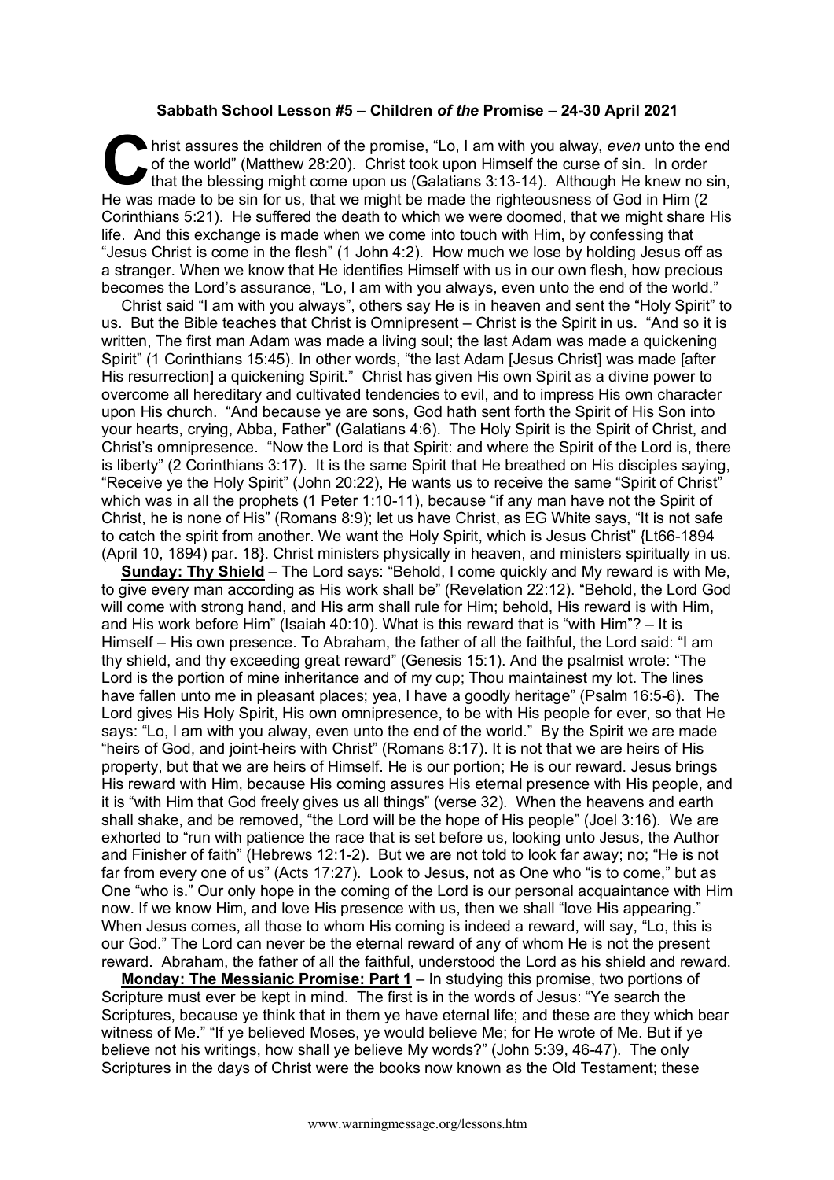**Sabbath School Lesson #5 – Children *of the* Promise – 24-30 April 2021**

Christ assures the children of the promise, "Lo, I am with you alway, *even* unto the end of the world" (Matthew 28:20). Christ took upon Himself the curse of sin. In order that the blessing might come upon us (Galatians 3:13-14). Although He knew no sin, He was made to be sin for us, that we might be made the righteousness of God in Him (2 Corinthians 5:21). He suffered the death to which we were doomed, that we might share His life. And this exchange is made when we come into touch with Him, by confessing that "Jesus Christ is come in the flesh" (1 John 4:2). How much we lose by holding Jesus off as a stranger. When we know that He identifies Himself with us in our own flesh, how precious becomes the Lord's assurance, "Lo, I am with you always, even unto the end of the world."

Christ said "I am with you always", others say He is in heaven and sent the "Holy Spirit" to us. But the Bible teaches that Christ is Omnipresent – Christ is the Spirit in us. "And so it is written, The first man Adam was made a living soul; the last Adam was made a quickening Spirit" (1 Corinthians 15:45). In other words, "the last Adam [Jesus Christ] was made [after His resurrection] a quickening Spirit." Christ has given His own Spirit as a divine power to overcome all hereditary and cultivated tendencies to evil, and to impress His own character upon His church. "And because ye are sons, God hath sent forth the Spirit of His Son into your hearts, crying, Abba, Father" (Galatians 4:6). The Holy Spirit is the Spirit of Christ, and Christ's omnipresence. "Now the Lord is that Spirit: and where the Spirit of the Lord is, there is liberty" (2 Corinthians 3:17). It is the same Spirit that He breathed on His disciples saying, "Receive ye the Holy Spirit" (John 20:22), He wants us to receive the same "Spirit of Christ" which was in all the prophets (1 Peter 1:10-11), because "if any man have not the Spirit of Christ, he is none of His" (Romans 8:9); let us have Christ, as EG White says, "It is not safe to catch the spirit from another. We want the Holy Spirit, which is Jesus Christ" {Lt66-1894 (April 10, 1894) par. 18}. Christ ministers physically in heaven, and ministers spiritually in us.

**Sunday: Thy Shield** – The Lord says: "Behold, I come quickly and My reward is with Me, to give every man according as His work shall be" (Revelation 22:12). "Behold, the Lord God will come with strong hand, and His arm shall rule for Him; behold, His reward is with Him, and His work before Him" (Isaiah 40:10). What is this reward that is "with Him"? – It is Himself – His own presence. To Abraham, the father of all the faithful, the Lord said: "I am thy shield, and thy exceeding great reward" (Genesis 15:1). And the psalmist wrote: "The Lord is the portion of mine inheritance and of my cup; Thou maintainest my lot. The lines have fallen unto me in pleasant places; yea, I have a goodly heritage" (Psalm 16:5-6). The Lord gives His Holy Spirit, His own omnipresence, to be with His people for ever, so that He says: "Lo, I am with you always, even unto the end of the world." By the Spirit we are made "heirs of God, and joint-heirs with Christ" (Romans 8:17). It is not that we are heirs of His property, but that we are heirs of Himself. He is our portion; He is our reward. Jesus brings His reward with Him, because His coming assures His eternal presence with His people, and it is "with Him that God freely gives us all things" (verse 32). When the heavens and earth shall shake, and be removed, "the Lord will be the hope of His people" (Joel 3:16). We are exhorted to "run with patience the race that is set before us, looking unto Jesus, the Author and Finisher of faith" (Hebrews 12:1-2). But we are not told to look far away; no; "He is not far from every one of us" (Acts 17:27). Look to Jesus, not as One who "is to come," but as One "who is." Our only hope in the coming of the Lord is our personal acquaintance with Him now. If we know Him, and love His presence with us, then we shall "love His appearing." When Jesus comes, all those to whom His coming is indeed a reward, will say, "Lo, this is our God." The Lord can never be the eternal reward of any of whom He is not the present reward. Abraham, the father of all the faithful, understood the Lord as his shield and reward.

**Monday: The Messianic Promise: Part 1** – In studying this promise, two portions of Scripture must ever be kept in mind. The first is in the words of Jesus: "Ye search the Scriptures, because ye think that in them ye have eternal life; and these are they which bear witness of Me." "If ye believed Moses, ye would believe Me; for He wrote of Me. But if ye believe not his writings, how shall ye believe My words?" (John 5:39, 46-47). The only Scriptures in the days of Christ were the books now known as the Old Testament; these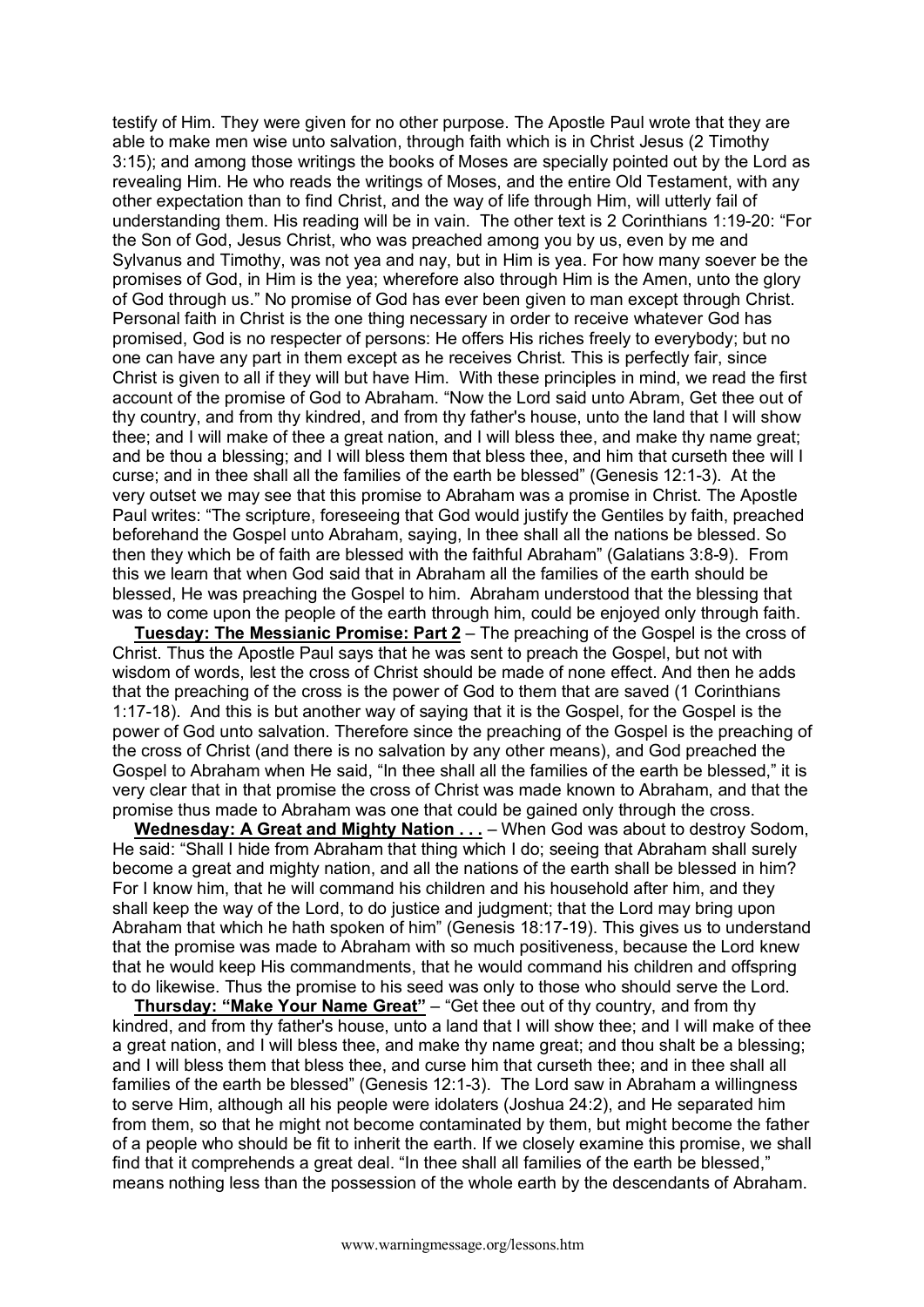testify of Him. They were given for no other purpose. The Apostle Paul wrote that they are able to make men wise unto salvation, through faith which is in Christ Jesus (2 Timothy 3:15); and among those writings the books of Moses are specially pointed out by the Lord as revealing Him. He who reads the writings of Moses, and the entire Old Testament, with any other expectation than to find Christ, and the way of life through Him, will utterly fail of understanding them. His reading will be in vain. The other text is 2 Corinthians 1:19-20: "For the Son of God, Jesus Christ, who was preached among you by us, even by me and Sylvanus and Timothy, was not yea and nay, but in Him is yea. For how many soever be the promises of God, in Him is the yea; wherefore also through Him is the Amen, unto the glory of God through us." No promise of God has ever been given to man except through Christ. Personal faith in Christ is the one thing necessary in order to receive whatever God has promised, God is no respecter of persons: He offers His riches freely to everybody; but no one can have any part in them except as he receives Christ. This is perfectly fair, since Christ is given to all if they will but have Him. With these principles in mind, we read the first account of the promise of God to Abraham. "Now the Lord said unto Abram, Get thee out of thy country, and from thy kindred, and from thy father's house, unto the land that I will show thee; and I will make of thee a great nation, and I will bless thee, and make thy name great; and be thou a blessing; and I will bless them that bless thee, and him that curseth thee will I curse; and in thee shall all the families of the earth be blessed" (Genesis 12:1-3). At the very outset we may see that this promise to Abraham was a promise in Christ. The Apostle Paul writes: "The scripture, foreseeing that God would justify the Gentiles by faith, preached beforehand the Gospel unto Abraham, saying, In thee shall all the nations be blessed. So then they which be of faith are blessed with the faithful Abraham" (Galatians 3:8-9). From this we learn that when God said that in Abraham all the families of the earth should be blessed, He was preaching the Gospel to him. Abraham understood that the blessing that was to come upon the people of the earth through him, could be enjoyed only through faith.

**Tuesday: The Messianic Promise: Part 2** – The preaching of the Gospel is the cross of Christ. Thus the Apostle Paul says that he was sent to preach the Gospel, but not with wisdom of words, lest the cross of Christ should be made of none effect. And then he adds that the preaching of the cross is the power of God to them that are saved (1 Corinthians 1:17-18). And this is but another way of saying that it is the Gospel, for the Gospel is the power of God unto salvation. Therefore since the preaching of the Gospel is the preaching of the cross of Christ (and there is no salvation by any other means), and God preached the Gospel to Abraham when He said, "In thee shall all the families of the earth be blessed," it is very clear that in that promise the cross of Christ was made known to Abraham, and that the promise thus made to Abraham was one that could be gained only through the cross.

**Wednesday: A Great and Mighty Nation . . .** – When God was about to destroy Sodom, He said: "Shall I hide from Abraham that thing which I do; seeing that Abraham shall surely become a great and mighty nation, and all the nations of the earth shall be blessed in him? For I know him, that he will command his children and his household after him, and they shall keep the way of the Lord, to do justice and judgment; that the Lord may bring upon Abraham that which he hath spoken of him" (Genesis 18:17-19). This gives us to understand that the promise was made to Abraham with so much positiveness, because the Lord knew that he would keep His commandments, that he would command his children and offspring to do likewise. Thus the promise to his seed was only to those who should serve the Lord.

**Thursday: "Make Your Name Great"** – "Get thee out of thy country, and from thy kindred, and from thy father's house, unto a land that I will show thee; and I will make of thee a great nation, and I will bless thee, and make thy name great; and thou shalt be a blessing; and I will bless them that bless thee, and curse him that curseth thee; and in thee shall all families of the earth be blessed" (Genesis 12:1-3). The Lord saw in Abraham a willingness to serve Him, although all his people were idolaters (Joshua 24:2), and He separated him from them, so that he might not become contaminated by them, but might become the father of a people who should be fit to inherit the earth. If we closely examine this promise, we shall find that it comprehends a great deal. "In thee shall all families of the earth be blessed," means nothing less than the possession of the whole earth by the descendants of Abraham.